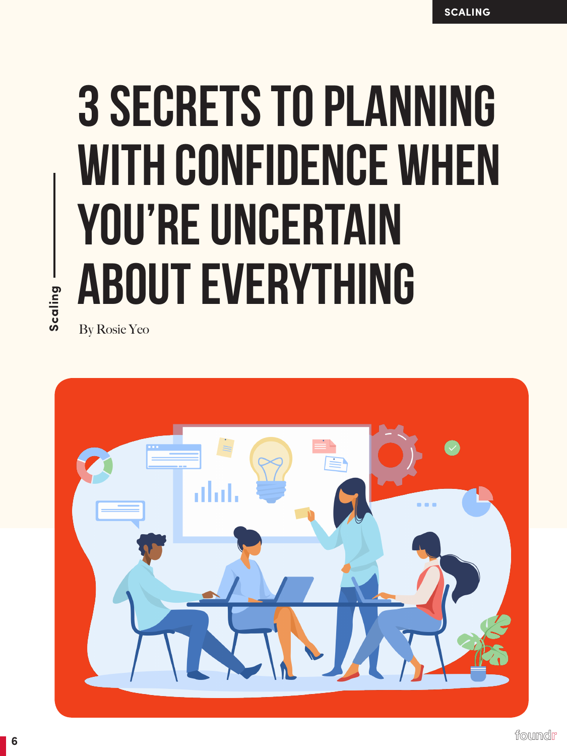# 3 SECRETS TO PLANNING WITH CONFIDENCE WHEN YOU'RE UNCERTAIN ABOUT EVERYTHING

By Rosie Yeo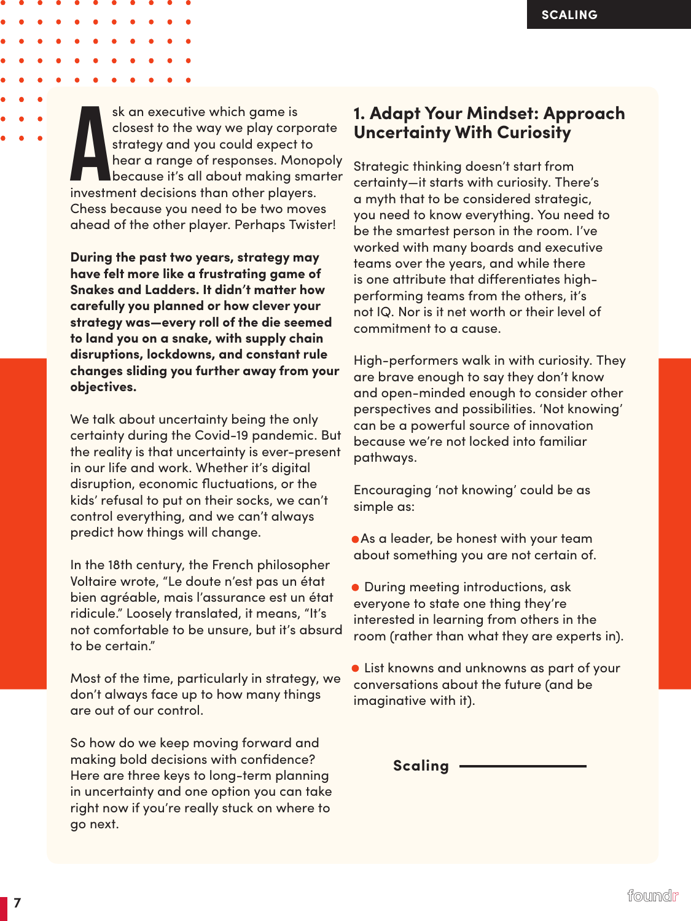Ask an executive which game is closest to the way we play corporate strategy and you could expect to hear a range of responses. Monopoly because it's all about making smarter investment decisions than other players. Chess because you need to be two moves ahead of the other player. Perhaps Twister!

**During the past two years, strategy may have felt more like a frustrating game of Snakes and Ladders. It didn't matter how carefully you planned or how clever your strategy was—every roll of the die seemed to land you on a snake, with supply chain disruptions, lockdowns, and constant rule changes sliding you further away from your objectives.**

We talk about uncertainty being the only certainty during the Covid-19 pandemic. But the reality is that uncertainty is ever-present in our life and work. Whether it's digital disruption, economic fluctuations, or the kids' refusal to put on their socks, we can't control everything, and we can't always predict how things will change.

In the 18th century, the French philosopher Voltaire wrote, "Le doute n'est pas un état bien agréable, mais l'assurance est un état ridicule." Loosely translated, it means, "It's not comfortable to be unsure, but it's absurd to be certain."

Most of the time, particularly in strategy, we don't always face up to how many things are out of our control.

So how do we keep moving forward and making bold decisions with confidence? Here are three keys to long-term planning in uncertainty and one option you can take right now if you're really stuck on where to go next.

## 1. Adapt Your Mindset: Approach Uncertainty With Curiosity

Strategic thinking doesn't start from certainty—it starts with curiosity. There's a myth that to be considered strategic, you need to know everything. You need to be the smartest person in the room. I've worked with many boards and executive teams over the years, and while there is one attribute that differentiates high-performing teams from the others, it's not IQ. Nor is it net worth or their level of commitment to a cause.

High-performers walk in with curiosity. They are brave enough to say they don't know and open-minded enough to consider other perspectives and possibilities. 'Not knowing' can be a powerful source of innovation because we're not locked into familiar pathways.

Encouraging 'not knowing' could be as simple as:

- As a leader, be honest with your team about something you are not certain of.
- During meeting introductions, ask everyone to state one thing they're interested in learning from others in the room (rather than what they are experts in).
- List knowns and unknowns as part of your conversations about the future (and be imaginative with it).

**Scaling**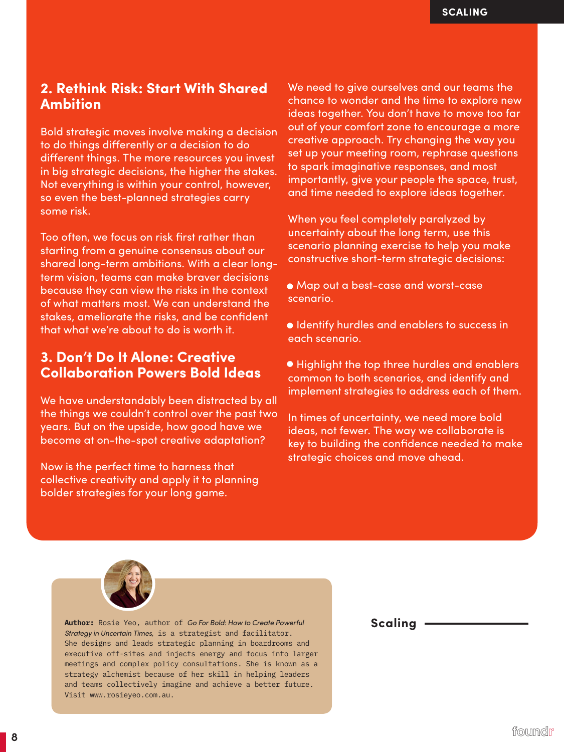## 2. Rethink Risk: Start With Shared Ambition

Bold strategic moves involve making a decision to do things differently or a decision to do different things. The more resources you invest in big strategic decisions, the higher the stakes. Not everything is within your control, however, so even the best-planned strategies carry some risk.

Too often, we focus on risk first rather than starting from a genuine consensus about our shared long-term ambitions. With a clear long-term vision, teams can make braver decisions because they can view the risks in the context of what matters most. We can understand the stakes, ameliorate the risks, and be confident that what we're about to do is worth it.

## 3. Don't Do It Alone: Creative Collaboration Powers Bold Ideas

We have understandably been distracted by all the things we couldn't control over the past two years. But on the upside, how good have we become at on-the-spot creative adaptation?

Now is the perfect time to harness that collective creativity and apply it to planning bolder strategies for your long game.

We need to give ourselves and our teams the chance to wonder and the time to explore new ideas together. You don't have to move too far out of your comfort zone to encourage a more creative approach. Try changing the way you set up your meeting room, rephrase questions to spark imaginative responses, and most importantly, give your people the space, trust, and time needed to explore ideas together.

When you feel completely paralyzed by uncertainty about the long term, use this scenario planning exercise to help you make constructive short-term strategic decisions:

- Map out a best-case and worst-case scenario.
- Identify hurdles and enablers to success in each scenario.
- Highlight the top three hurdles and enablers common to both scenarios, and identify and implement strategies to address each of them.

In times of uncertainty, we need more bold ideas, not fewer. The way we collaborate is key to building the confidence needed to make strategic choices and move ahead.

**Author:** Rosie Yeo, author of *Go For Bold: How to Create Powerful Strategy in Uncertain Times*, is a strategist and facilitator. She designs and leads strategic planning in boardrooms and executive off-sites and injects energy and focus into larger meetings and complex policy consultations. She is known as a strategy alchemist because of her skill in helping leaders and teams collectively imagine and achieve a better future. Visit www.rosieyeo.com.au.

**Scaling**